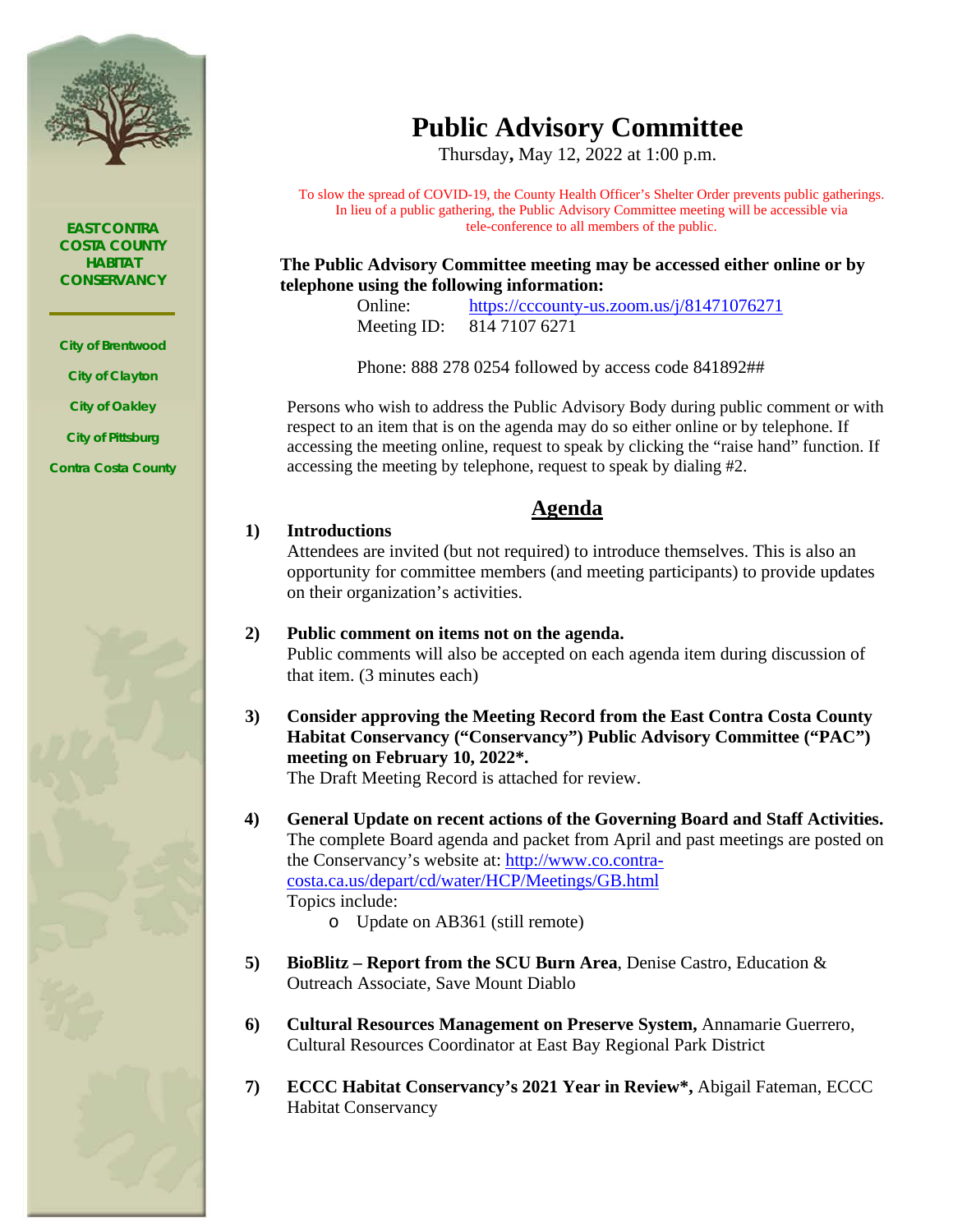EAST CONTRA COSTA COUNTY HABITAT CONSERVANCY

City of Brentwood

City of Clayton

City of Oakley

City of Pittsburg

Contra Costa County

# Public Advisory Committee

Thursday**,** May 12, 2022 at 1:00 p.m.

To slow the spread of COVID-19, the County Health Officer's Shelter Order prevents public gatherings. In lieu of a public gathering, the Public Advisory Committee meeting will be accessible via tele-conference to all members of the public.

**The Public Advisory Committee meeting may be accessed either online or by telephone using the following information:**

Online: https://cccounty-us.zoom.us/j/81471076271
Meeting ID: 814 7107 6271

Phone: 888 278 0254 followed by access code 841892##

Persons who wish to address the Public Advisory Body during public comment or with respect to an item that is on the agenda may do so either online or by telephone. If accessing the meeting online, request to speak by clicking the "raise hand" function. If accessing the meeting by telephone, request to speak by dialing #2.

## Agenda

1) **Introductions**
Attendees are invited (but not required) to introduce themselves. This is also an opportunity for committee members (and meeting participants) to provide updates on their organization's activities.

2) **Public comment on items not on the agenda.**
Public comments will also be accepted on each agenda item during discussion of that item. (3 minutes each)

3) **Consider approving the Meeting Record from the East Contra Costa County Habitat Conservancy ("Conservancy") Public Advisory Committee ("PAC") meeting on February 10, 2022*.**
The Draft Meeting Record is attached for review.

4) **General Update on recent actions of the Governing Board and Staff Activities.**
The complete Board agenda and packet from April and past meetings are posted on the Conservancy's website at: http://www.co.contra-costa.ca.us/depart/cd/water/HCP/Meetings/GB.html
Topics include:
   - Update on AB361 (still remote)

5) **BioBlitz – Report from the SCU Burn Area**, Denise Castro, Education & Outreach Associate, Save Mount Diablo

6) **Cultural Resources Management on Preserve System,** Annamarie Guerrero, Cultural Resources Coordinator at East Bay Regional Park District

7) **ECCC Habitat Conservancy's 2021 Year in Review*,** Abigail Fateman, ECCC Habitat Conservancy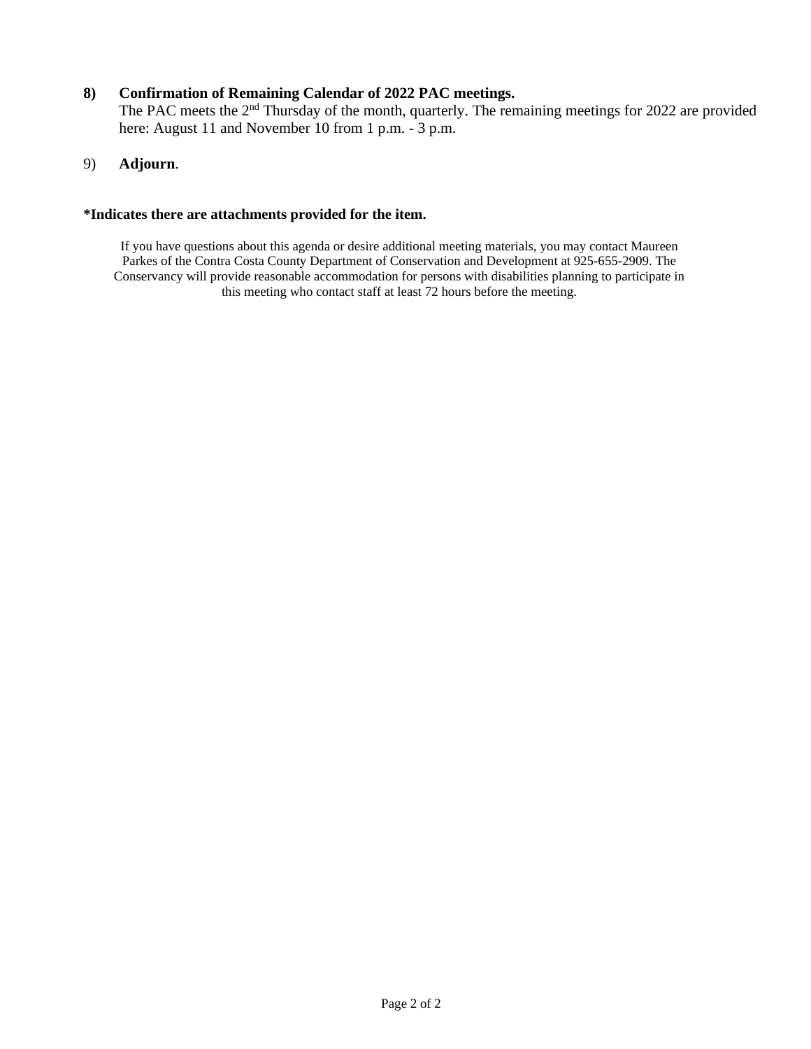8) **Confirmation of Remaining Calendar of 2022 PAC meetings.**
   The PAC meets the 2nd Thursday of the month, quarterly. The remaining meetings for 2022 are provided here: August 11 and November 10 from 1 p.m. - 3 p.m.

9) **Adjourn**.

**\*Indicates there are attachments provided for the item.**

If you have questions about this agenda or desire additional meeting materials, you may contact Maureen Parkes of the Contra Costa County Department of Conservation and Development at 925-655-2909. The Conservancy will provide reasonable accommodation for persons with disabilities planning to participate in this meeting who contact staff at least 72 hours before the meeting.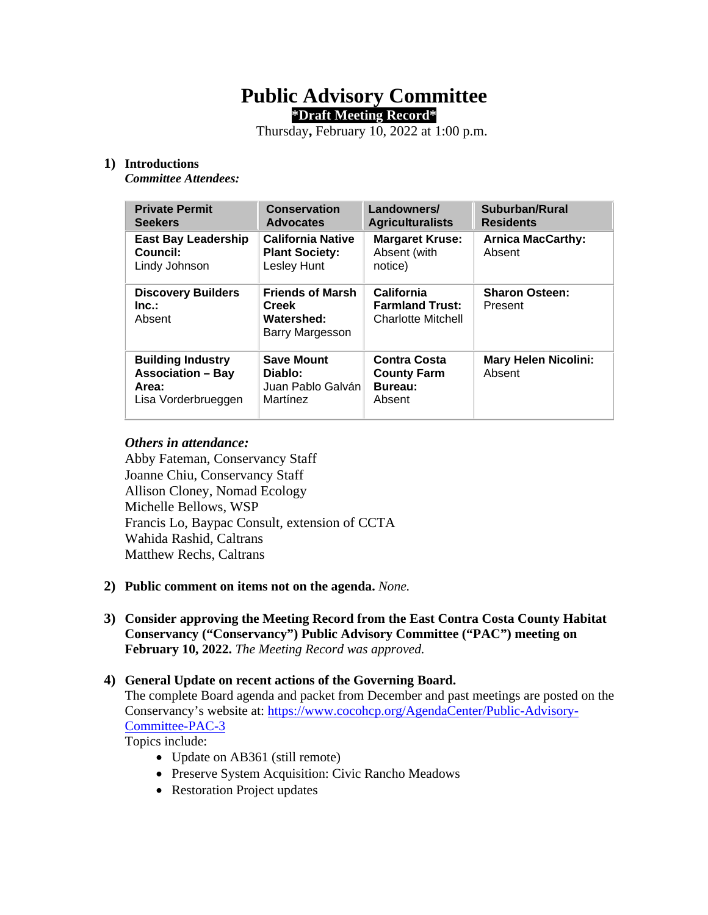# Public Advisory Committee

**\*Draft Meeting Record\***

Thursday**,** February 10, 2022 at 1:00 p.m.

**1) Introductions**

***Committee Attendees:***

| Private Permit Seekers | Conservation Advocates | Landowners/ Agriculturalists | Suburban/Rural Residents |
|---|---|---|---|
| **East Bay Leadership Council:** Lindy Johnson | **California Native Plant Society:** Lesley Hunt | **Margaret Kruse:** Absent (with notice) | **Arnica MacCarthy:** Absent |
| **Discovery Builders Inc.:** Absent | **Friends of Marsh Creek Watershed:** Barry Margesson | **California Farmland Trust:** Charlotte Mitchell | **Sharon Osteen:** Present |
| **Building Industry Association – Bay Area:** Lisa Vorderbrueggen | **Save Mount Diablo:** Juan Pablo Galván Martínez | **Contra Costa County Farm Bureau:** Absent | **Mary Helen Nicolini:** Absent |

***Others in attendance:***

Abby Fateman, Conservancy Staff
Joanne Chiu, Conservancy Staff
Allison Cloney, Nomad Ecology
Michelle Bellows, WSP
Francis Lo, Baypac Consult, extension of CCTA
Wahida Rashid, Caltrans
Matthew Rechs, Caltrans

**2) Public comment on items not on the agenda.** *None.*

**3) Consider approving the Meeting Record from the East Contra Costa County Habitat Conservancy ("Conservancy") Public Advisory Committee ("PAC") meeting on February 10, 2022.** *The Meeting Record was approved.*

**4) General Update on recent actions of the Governing Board.**

The complete Board agenda and packet from December and past meetings are posted on the Conservancy's website at: https://www.cocohcp.org/AgendaCenter/Public-Advisory-Committee-PAC-3

Topics include:

- Update on AB361 (still remote)
- Preserve System Acquisition: Civic Rancho Meadows
- Restoration Project updates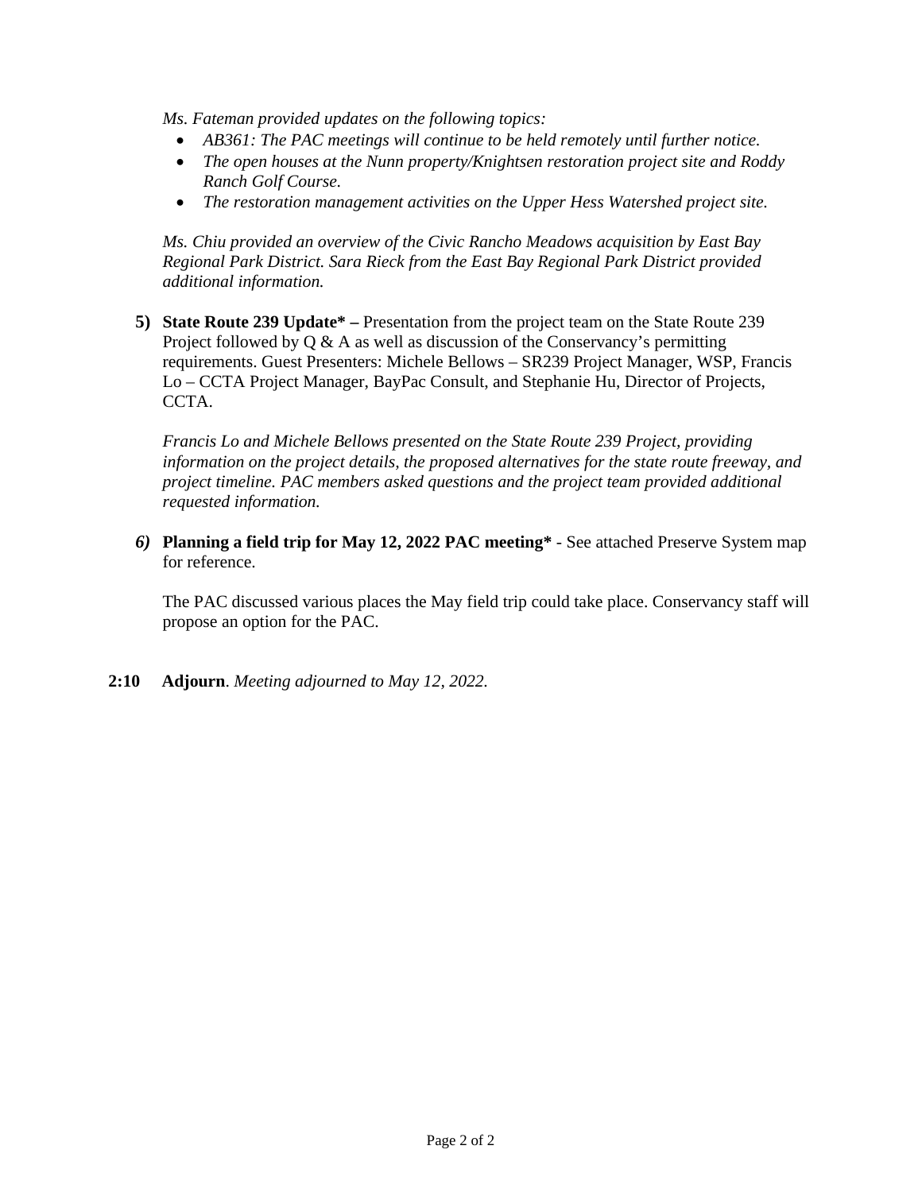*Ms. Fateman provided updates on the following topics:*

- *AB361: The PAC meetings will continue to be held remotely until further notice.*
- *The open houses at the Nunn property/Knightsen restoration project site and Roddy Ranch Golf Course.*
- *The restoration management activities on the Upper Hess Watershed project site.*

*Ms. Chiu provided an overview of the Civic Rancho Meadows acquisition by East Bay Regional Park District. Sara Rieck from the East Bay Regional Park District provided additional information.*

**5)** **State Route 239 Update\* –** Presentation from the project team on the State Route 239 Project followed by Q & A as well as discussion of the Conservancy's permitting requirements. Guest Presenters: Michele Bellows – SR239 Project Manager, WSP, Francis Lo – CCTA Project Manager, BayPac Consult, and Stephanie Hu, Director of Projects, CCTA.

*Francis Lo and Michele Bellows presented on the State Route 239 Project, providing information on the project details, the proposed alternatives for the state route freeway, and project timeline. PAC members asked questions and the project team provided additional requested information.*

***6)*** **Planning a field trip for May 12, 2022 PAC meeting\*** - See attached Preserve System map for reference.

The PAC discussed various places the May field trip could take place. Conservancy staff will propose an option for the PAC.

**2:10** **Adjourn**. *Meeting adjourned to May 12, 2022.*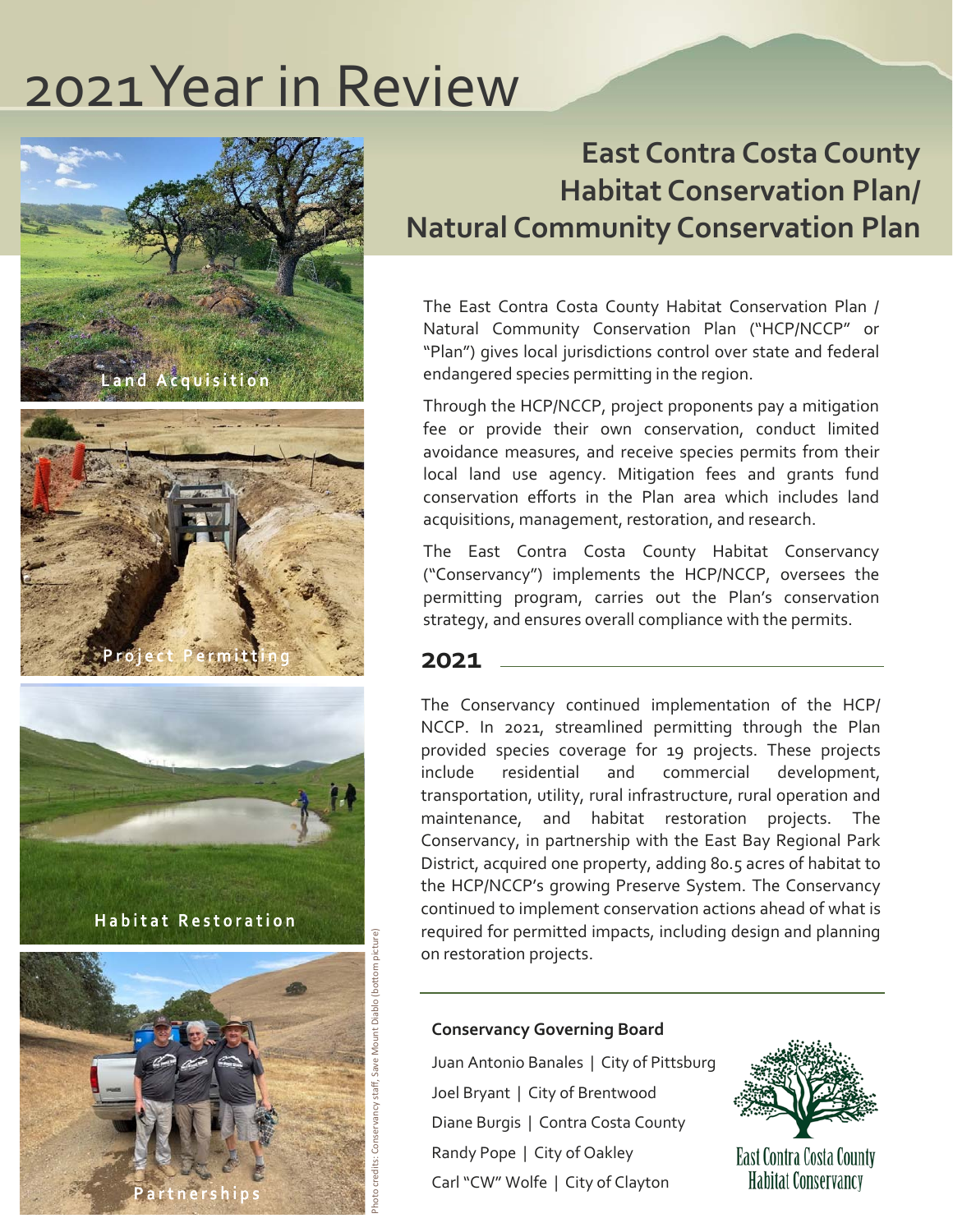# 2021 Year in Review

## East Contra Costa County Habitat Conservation Plan/ Natural Community Conservation Plan

Land Acquisition

Project Permitting

Habitat Restoration

Partnerships

Photo credits: Conservancy staff, Save Mount Diablo (bottom picture)

The East Contra Costa County Habitat Conservation Plan / Natural Community Conservation Plan ("HCP/NCCP" or "Plan") gives local jurisdictions control over state and federal endangered species permitting in the region.

Through the HCP/NCCP, project proponents pay a mitigation fee or provide their own conservation, conduct limited avoidance measures, and receive species permits from their local land use agency. Mitigation fees and grants fund conservation efforts in the Plan area which includes land acquisitions, management, restoration, and research.

The East Contra Costa County Habitat Conservancy ("Conservancy") implements the HCP/NCCP, oversees the permitting program, carries out the Plan's conservation strategy, and ensures overall compliance with the permits.

### 2021

The Conservancy continued implementation of the HCP/NCCP. In 2021, streamlined permitting through the Plan provided species coverage for 19 projects. These projects include residential and commercial development, transportation, utility, rural infrastructure, rural operation and maintenance, and habitat restoration projects. The Conservancy, in partnership with the East Bay Regional Park District, acquired one property, adding 80.5 acres of habitat to the HCP/NCCP's growing Preserve System. The Conservancy continued to implement conservation actions ahead of what is required for permitted impacts, including design and planning on restoration projects.

**Conservancy Governing Board**

Juan Antonio Banales | City of Pittsburg
Joel Bryant | City of Brentwood
Diane Burgis | Contra Costa County
Randy Pope | City of Oakley
Carl "CW" Wolfe | City of Clayton

East Contra Costa County Habitat Conservancy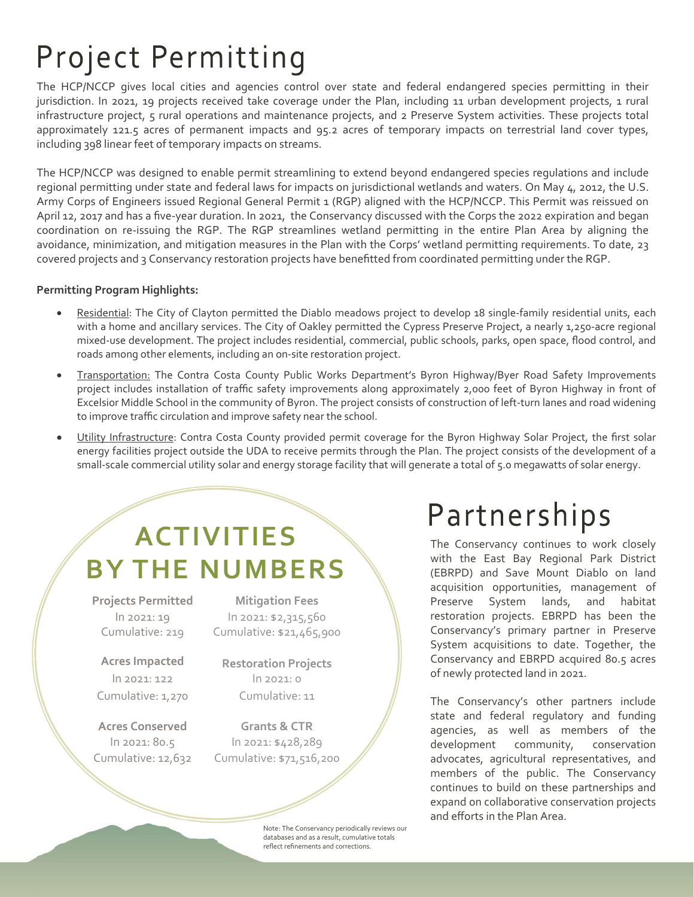# Project Permitting

The HCP/NCCP gives local cities and agencies control over state and federal endangered species permitting in their jurisdiction. In 2021, 19 projects received take coverage under the Plan, including 11 urban development projects, 1 rural infrastructure project, 5 rural operations and maintenance projects, and 2 Preserve System activities. These projects total approximately 121.5 acres of permanent impacts and 95.2 acres of temporary impacts on terrestrial land cover types, including 398 linear feet of temporary impacts on streams.

The HCP/NCCP was designed to enable permit streamlining to extend beyond endangered species regulations and include regional permitting under state and federal laws for impacts on jurisdictional wetlands and waters. On May 4, 2012, the U.S. Army Corps of Engineers issued Regional General Permit 1 (RGP) aligned with the HCP/NCCP. This Permit was reissued on April 12, 2017 and has a five-year duration. In 2021, the Conservancy discussed with the Corps the 2022 expiration and began coordination on re-issuing the RGP. The RGP streamlines wetland permitting in the entire Plan Area by aligning the avoidance, minimization, and mitigation measures in the Plan with the Corps' wetland permitting requirements. To date, 23 covered projects and 3 Conservancy restoration projects have benefitted from coordinated permitting under the RGP.

**Permitting Program Highlights:**

- Residential: The City of Clayton permitted the Diablo meadows project to develop 18 single-family residential units, each with a home and ancillary services. The City of Oakley permitted the Cypress Preserve Project, a nearly 1,250-acre regional mixed-use development. The project includes residential, commercial, public schools, parks, open space, flood control, and roads among other elements, including an on-site restoration project.
- Transportation: The Contra Costa County Public Works Department's Byron Highway/Byer Road Safety Improvements project includes installation of traffic safety improvements along approximately 2,000 feet of Byron Highway in front of Excelsior Middle School in the community of Byron. The project consists of construction of left-turn lanes and road widening to improve traffic circulation and improve safety near the school.
- Utility Infrastructure: Contra Costa County provided permit coverage for the Byron Highway Solar Project, the first solar energy facilities project outside the UDA to receive permits through the Plan. The project consists of the development of a small-scale commercial utility solar and energy storage facility that will generate a total of 5.0 megawatts of solar energy.

## ACTIVITIES BY THE NUMBERS

**Projects Permitted**
In 2021: 19
Cumulative: 219

**Mitigation Fees**
In 2021: $2,315,560
Cumulative: $21,465,900

**Acres Impacted**
In 2021: 122
Cumulative: 1,270

**Restoration Projects**
In 2021: 0
Cumulative: 11

**Acres Conserved**
In 2021: 80.5
Cumulative: 12,632

**Grants & CTR**
In 2021: $428,289
Cumulative: $71,516,200

Note: The Conservancy periodically reviews our databases and as a result, cumulative totals reflect refinements and corrections.

# Partnerships

The Conservancy continues to work closely with the East Bay Regional Park District (EBRPD) and Save Mount Diablo on land acquisition opportunities, management of Preserve System lands, and habitat restoration projects. EBRPD has been the Conservancy's primary partner in Preserve System acquisitions to date. Together, the Conservancy and EBRPD acquired 80.5 acres of newly protected land in 2021.

The Conservancy's other partners include state and federal regulatory and funding agencies, as well as members of the development community, conservation advocates, agricultural representatives, and members of the public. The Conservancy continues to build on these partnerships and expand on collaborative conservation projects and efforts in the Plan Area.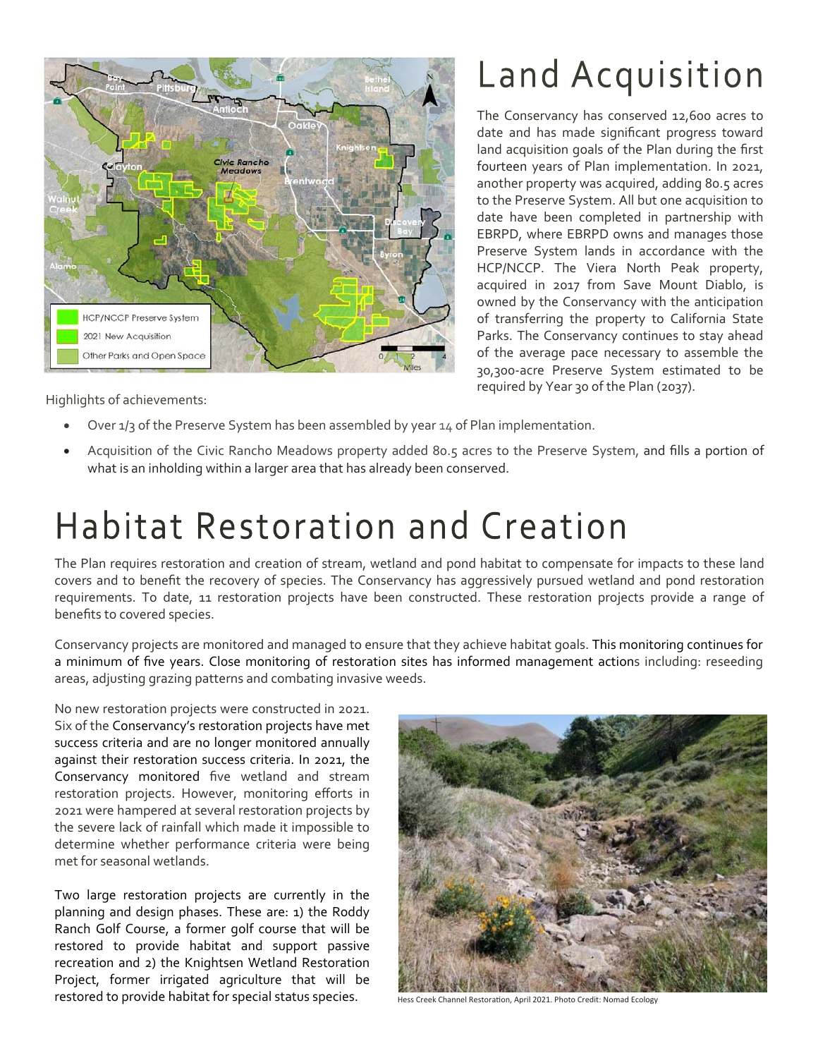# Land Acquisition

The Conservancy has conserved 12,600 acres to date and has made significant progress toward land acquisition goals of the Plan during the first fourteen years of Plan implementation. In 2021, another property was acquired, adding 80.5 acres to the Preserve System. All but one acquisition to date have been completed in partnership with EBRPD, where EBRPD owns and manages those Preserve System lands in accordance with the HCP/NCCP. The Viera North Peak property, acquired in 2017 from Save Mount Diablo, is owned by the Conservancy with the anticipation of transferring the property to California State Parks. The Conservancy continues to stay ahead of the average pace necessary to assemble the 30,300-acre Preserve System estimated to be required by Year 30 of the Plan (2037).

Highlights of achievements:

- Over 1/3 of the Preserve System has been assembled by year 14 of Plan implementation.
- Acquisition of the Civic Rancho Meadows property added 80.5 acres to the Preserve System, and fills a portion of what is an inholding within a larger area that has already been conserved.

# Habitat Restoration and Creation

The Plan requires restoration and creation of stream, wetland and pond habitat to compensate for impacts to these land covers and to benefit the recovery of species. The Conservancy has aggressively pursued wetland and pond restoration requirements. To date, 11 restoration projects have been constructed. These restoration projects provide a range of benefits to covered species.

Conservancy projects are monitored and managed to ensure that they achieve habitat goals. This monitoring continues for a minimum of five years. Close monitoring of restoration sites has informed management actions including: reseeding areas, adjusting grazing patterns and combating invasive weeds.

No new restoration projects were constructed in 2021. Six of the Conservancy's restoration projects have met success criteria and are no longer monitored annually against their restoration success criteria. In 2021, the Conservancy monitored five wetland and stream restoration projects. However, monitoring efforts in 2021 were hampered at several restoration projects by the severe lack of rainfall which made it impossible to determine whether performance criteria were being met for seasonal wetlands.

Two large restoration projects are currently in the planning and design phases. These are: 1) the Roddy Ranch Golf Course, a former golf course that will be restored to provide habitat and support passive recreation and 2) the Knightsen Wetland Restoration Project, former irrigated agriculture that will be restored to provide habitat for special status species.

Hess Creek Channel Restoration, April 2021. Photo Credit: Nomad Ecology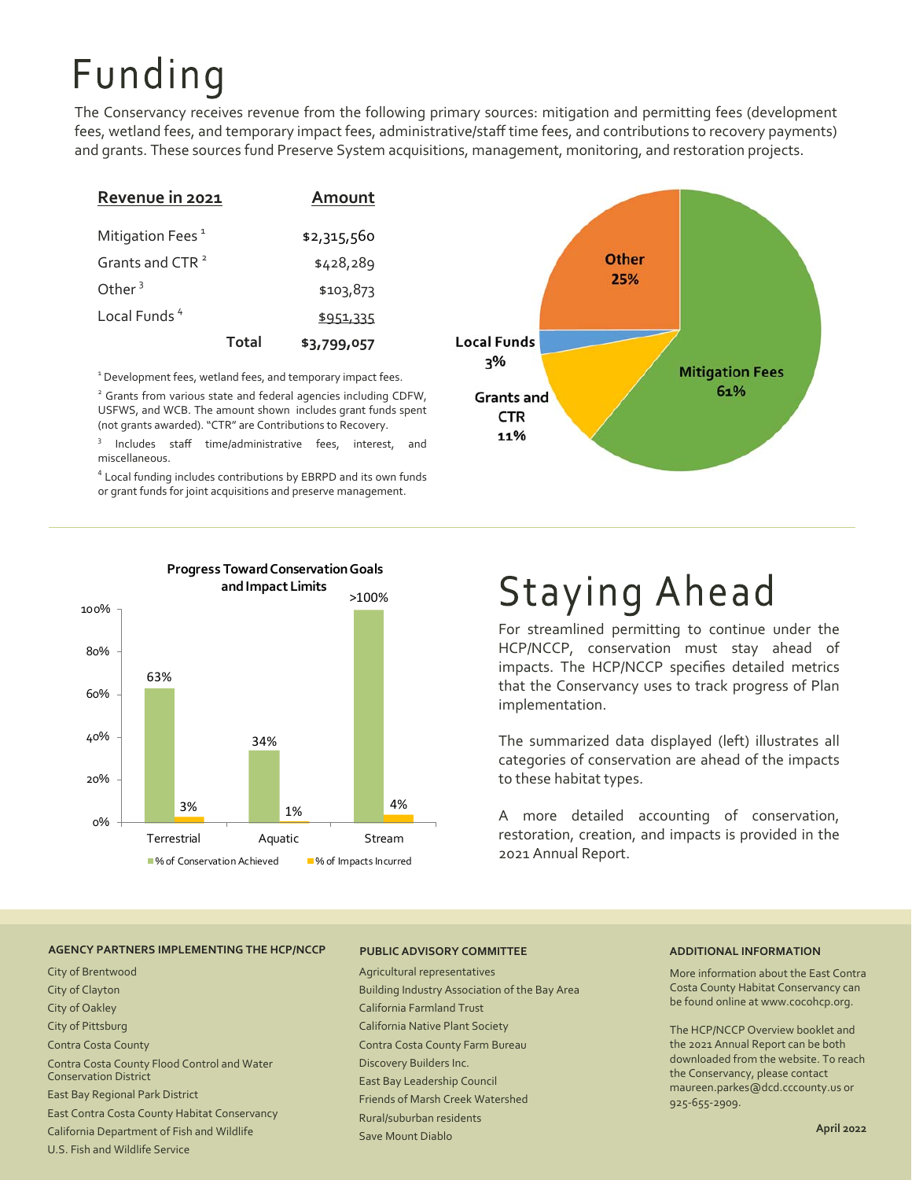# Funding

The Conservancy receives revenue from the following primary sources: mitigation and permitting fees (development fees, wetland fees, and temporary impact fees, administrative/staff time fees, and contributions to recovery payments) and grants. These sources fund Preserve System acquisitions, management, monitoring, and restoration projects.

| Revenue in 2021 | Amount |
|---|---|
| Mitigation Fees [1] | $2,315,560 |
| Grants and CTR [2] | $428,289 |
| Other [3] | $103,873 |
| Local Funds [4] | $951,335 |
| Total | $3,799,057 |

[1] Development fees, wetland fees, and temporary impact fees.

[2] Grants from various state and federal agencies including CDFW, USFWS, and WCB. The amount shown includes grant funds spent (not grants awarded). "CTR" are Contributions to Recovery.

[3] Includes staff time/administrative fees, interest, and miscellaneous.

[4] Local funding includes contributions by EBRPD and its own funds or grant funds for joint acquisitions and preserve management.

Other 25%
Local Funds 3%
Grants and CTR 11%
Mitigation Fees 61%

Progress Toward Conservation Goals and Impact Limits

100%
80%
60%
40%
20%
0%

Terrestrial: 63%, 3%
Aquatic: 34%, 1%
Stream: >100%, 4%

% of Conservation Achieved
% of Impacts Incurred

# Staying Ahead

For streamlined permitting to continue under the HCP/NCCP, conservation must stay ahead of impacts. The HCP/NCCP specifies detailed metrics that the Conservancy uses to track progress of Plan implementation.

The summarized data displayed (left) illustrates all categories of conservation are ahead of the impacts to these habitat types.

A more detailed accounting of conservation, restoration, creation, and impacts is provided in the 2021 Annual Report.

### AGENCY PARTNERS IMPLEMENTING THE HCP/NCCP

City of Brentwood
City of Clayton
City of Oakley
City of Pittsburg
Contra Costa County
Contra Costa County Flood Control and Water Conservation District
East Bay Regional Park District
East Contra Costa County Habitat Conservancy
California Department of Fish and Wildlife
U.S. Fish and Wildlife Service

### PUBLIC ADVISORY COMMITTEE

Agricultural representatives
Building Industry Association of the Bay Area
California Farmland Trust
California Native Plant Society
Contra Costa County Farm Bureau
Discovery Builders Inc.
East Bay Leadership Council
Friends of Marsh Creek Watershed
Rural/suburban residents
Save Mount Diablo

### ADDITIONAL INFORMATION

More information about the East Contra Costa County Habitat Conservancy can be found online at www.cocohcp.org.

The HCP/NCCP Overview booklet and the 2021 Annual Report can be both downloaded from the website. To reach the Conservancy, please contact maureen.parkes@dcd.cccounty.us or 925-655-2909.

**April 2022**